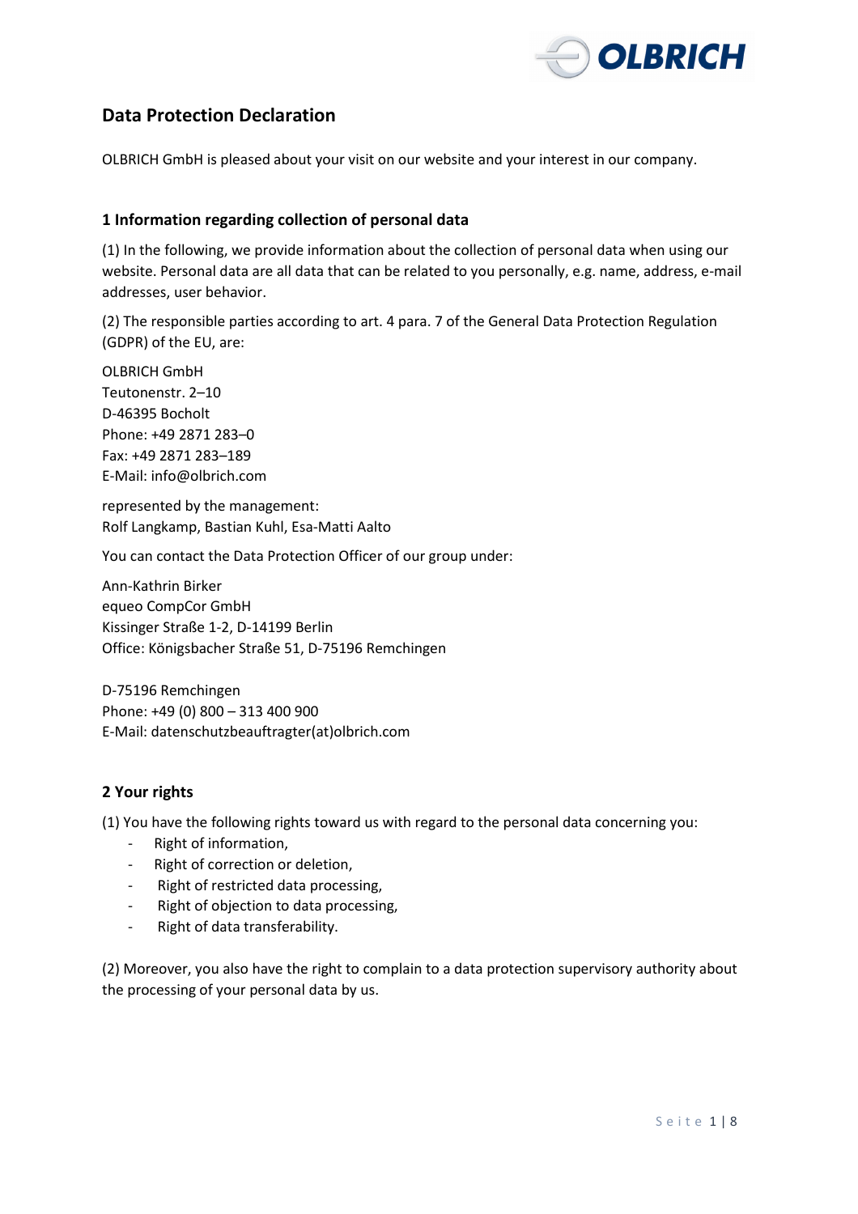# Data Protection Declaration

OLBRICH GmbH is pleased about your visit on our website and your interest in our company.

## 1 Information regarding collection of personal data

(1) In the following, we provide information about the collection of personal data when using our website. Personal data are all data that can be related to you personally, e.g. name, address, e-mail addresses, user behavior.

(2) The responsible parties according to art. 4 para. 7 of the General Data Protection Regulation (GDPR) of the EU, are:

OLBRICH GmbH
Teutonenstr. 2–10
D-46395 Bocholt
Phone: +49 2871 283–0
Fax: +49 2871 283–189
E-Mail: info@olbrich.com

represented by the management:
Rolf Langkamp, Bastian Kuhl, Esa-Matti Aalto

You can contact the Data Protection Officer of our group under:

Ann-Kathrin Birker
equeo CompCor GmbH
Kissinger Straße 1-2, D-14199 Berlin
Office: Königsbacher Straße 51, D-75196 Remchingen

D-75196 Remchingen
Phone: +49 (0) 800 – 313 400 900
E-Mail: datenschutzbeauftragter(at)olbrich.com

## 2 Your rights

(1) You have the following rights toward us with regard to the personal data concerning you:

- Right of information,
- Right of correction or deletion,
- Right of restricted data processing,
- Right of objection to data processing,
- Right of data transferability.

(2) Moreover, you also have the right to complain to a data protection supervisory authority about the processing of your personal data by us.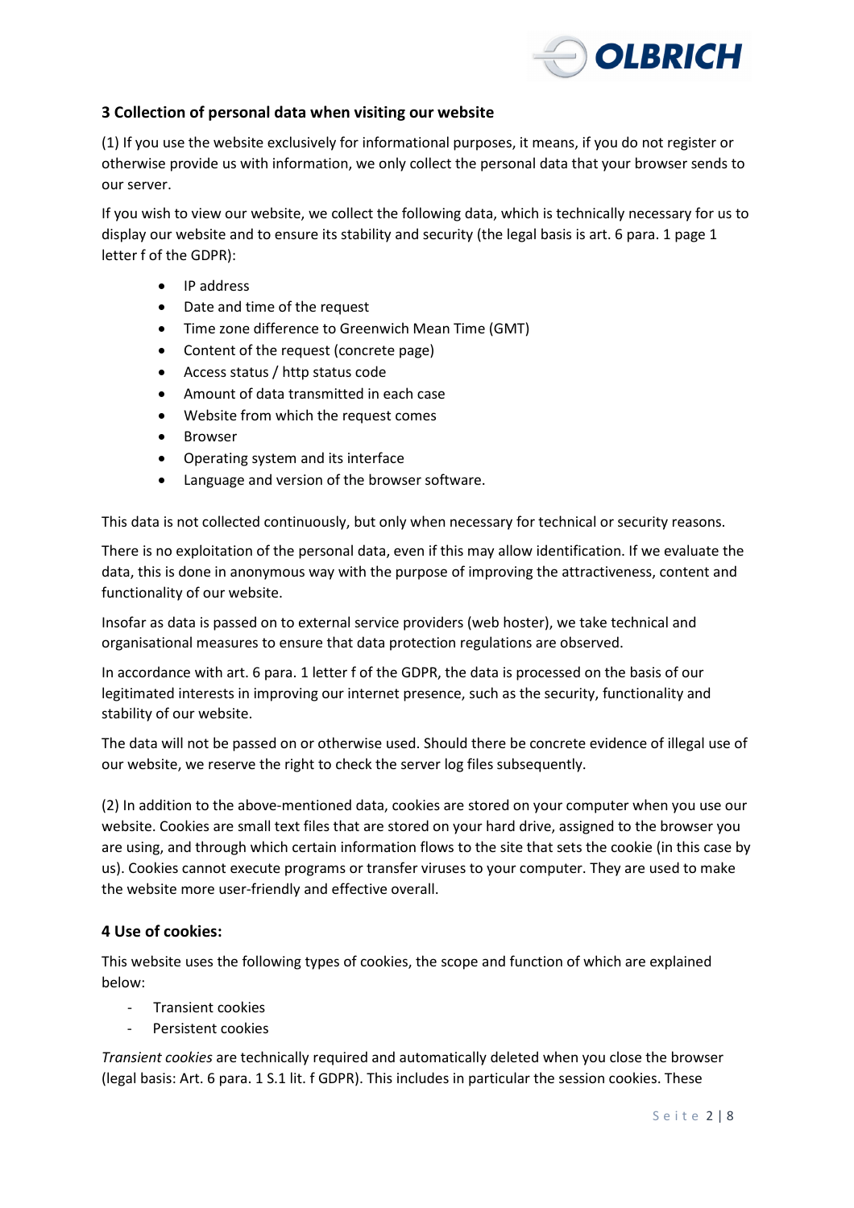## 3 Collection of personal data when visiting our website

(1) If you use the website exclusively for informational purposes, it means, if you do not register or otherwise provide us with information, we only collect the personal data that your browser sends to our server.

If you wish to view our website, we collect the following data, which is technically necessary for us to display our website and to ensure its stability and security (the legal basis is art. 6 para. 1 page 1 letter f of the GDPR):

- IP address
- Date and time of the request
- Time zone difference to Greenwich Mean Time (GMT)
- Content of the request (concrete page)
- Access status / http status code
- Amount of data transmitted in each case
- Website from which the request comes
- Browser
- Operating system and its interface
- Language and version of the browser software.

This data is not collected continuously, but only when necessary for technical or security reasons.

There is no exploitation of the personal data, even if this may allow identification. If we evaluate the data, this is done in anonymous way with the purpose of improving the attractiveness, content and functionality of our website.

Insofar as data is passed on to external service providers (web hoster), we take technical and organisational measures to ensure that data protection regulations are observed.

In accordance with art. 6 para. 1 letter f of the GDPR, the data is processed on the basis of our legitimated interests in improving our internet presence, such as the security, functionality and stability of our website.

The data will not be passed on or otherwise used. Should there be concrete evidence of illegal use of our website, we reserve the right to check the server log files subsequently.

(2) In addition to the above-mentioned data, cookies are stored on your computer when you use our website. Cookies are small text files that are stored on your hard drive, assigned to the browser you are using, and through which certain information flows to the site that sets the cookie (in this case by us). Cookies cannot execute programs or transfer viruses to your computer. They are used to make the website more user-friendly and effective overall.

## 4 Use of cookies:

This website uses the following types of cookies, the scope and function of which are explained below:

- Transient cookies
- Persistent cookies

*Transient cookies* are technically required and automatically deleted when you close the browser (legal basis: Art. 6 para. 1 S.1 lit. f GDPR). This includes in particular the session cookies. These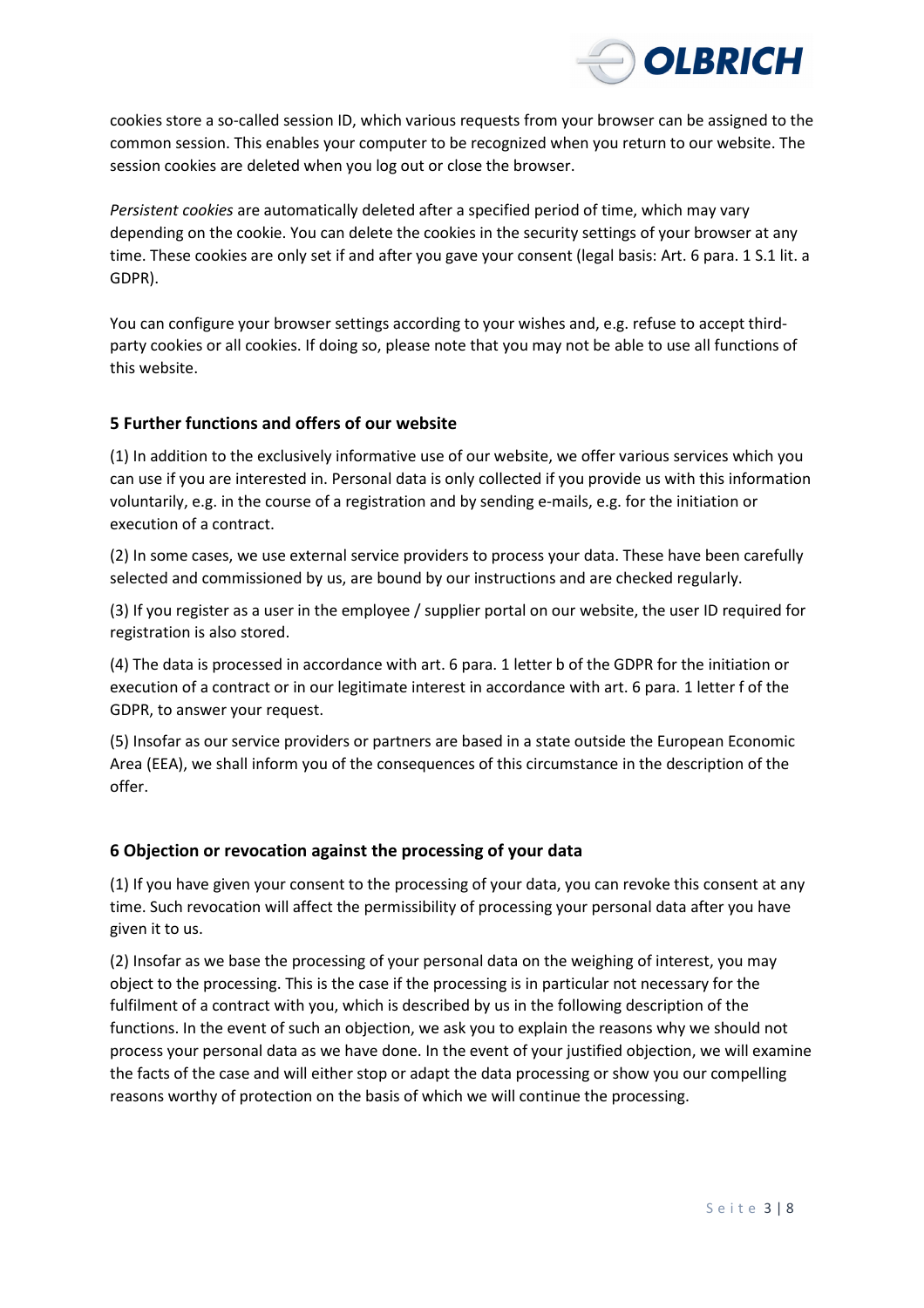cookies store a so-called session ID, which various requests from your browser can be assigned to the common session. This enables your computer to be recognized when you return to our website. The session cookies are deleted when you log out or close the browser.

*Persistent cookies* are automatically deleted after a specified period of time, which may vary depending on the cookie. You can delete the cookies in the security settings of your browser at any time. These cookies are only set if and after you gave your consent (legal basis: Art. 6 para. 1 S.1 lit. a GDPR).

You can configure your browser settings according to your wishes and, e.g. refuse to accept third-party cookies or all cookies. If doing so, please note that you may not be able to use all functions of this website.

## 5 Further functions and offers of our website

(1) In addition to the exclusively informative use of our website, we offer various services which you can use if you are interested in. Personal data is only collected if you provide us with this information voluntarily, e.g. in the course of a registration and by sending e-mails, e.g. for the initiation or execution of a contract.

(2) In some cases, we use external service providers to process your data. These have been carefully selected and commissioned by us, are bound by our instructions and are checked regularly.

(3) If you register as a user in the employee / supplier portal on our website, the user ID required for registration is also stored.

(4) The data is processed in accordance with art. 6 para. 1 letter b of the GDPR for the initiation or execution of a contract or in our legitimate interest in accordance with art. 6 para. 1 letter f of the GDPR, to answer your request.

(5) Insofar as our service providers or partners are based in a state outside the European Economic Area (EEA), we shall inform you of the consequences of this circumstance in the description of the offer.

## 6 Objection or revocation against the processing of your data

(1) If you have given your consent to the processing of your data, you can revoke this consent at any time. Such revocation will affect the permissibility of processing your personal data after you have given it to us.

(2) Insofar as we base the processing of your personal data on the weighing of interest, you may object to the processing. This is the case if the processing is in particular not necessary for the fulfilment of a contract with you, which is described by us in the following description of the functions. In the event of such an objection, we ask you to explain the reasons why we should not process your personal data as we have done. In the event of your justified objection, we will examine the facts of the case and will either stop or adapt the data processing or show you our compelling reasons worthy of protection on the basis of which we will continue the processing.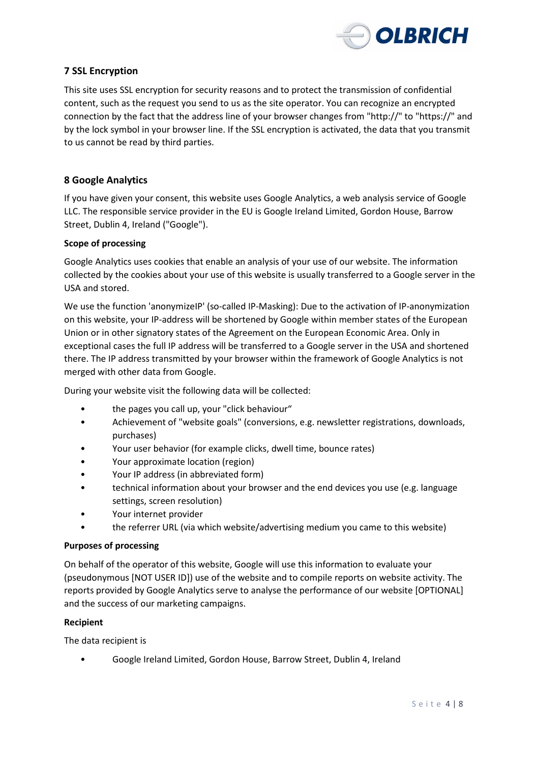## 7 SSL Encryption

This site uses SSL encryption for security reasons and to protect the transmission of confidential content, such as the request you send to us as the site operator. You can recognize an encrypted connection by the fact that the address line of your browser changes from "http://" to "https://" and by the lock symbol in your browser line. If the SSL encryption is activated, the data that you transmit to us cannot be read by third parties.

## 8 Google Analytics

If you have given your consent, this website uses Google Analytics, a web analysis service of Google LLC. The responsible service provider in the EU is Google Ireland Limited, Gordon House, Barrow Street, Dublin 4, Ireland ("Google").

**Scope of processing**

Google Analytics uses cookies that enable an analysis of your use of our website. The information collected by the cookies about your use of this website is usually transferred to a Google server in the USA and stored.

We use the function 'anonymizeIP' (so-called IP-Masking): Due to the activation of IP-anonymization on this website, your IP-address will be shortened by Google within member states of the European Union or in other signatory states of the Agreement on the European Economic Area. Only in exceptional cases the full IP address will be transferred to a Google server in the USA and shortened there. The IP address transmitted by your browser within the framework of Google Analytics is not merged with other data from Google.

During your website visit the following data will be collected:

- the pages you call up, your "click behaviour“
- Achievement of "website goals" (conversions, e.g. newsletter registrations, downloads, purchases)
- Your user behavior (for example clicks, dwell time, bounce rates)
- Your approximate location (region)
- Your IP address (in abbreviated form)
- technical information about your browser and the end devices you use (e.g. language settings, screen resolution)
- Your internet provider
- the referrer URL (via which website/advertising medium you came to this website)

**Purposes of processing**

On behalf of the operator of this website, Google will use this information to evaluate your (pseudonymous [NOT USER ID]) use of the website and to compile reports on website activity. The reports provided by Google Analytics serve to analyse the performance of our website [OPTIONAL] and the success of our marketing campaigns.

**Recipient**

The data recipient is

- Google Ireland Limited, Gordon House, Barrow Street, Dublin 4, Ireland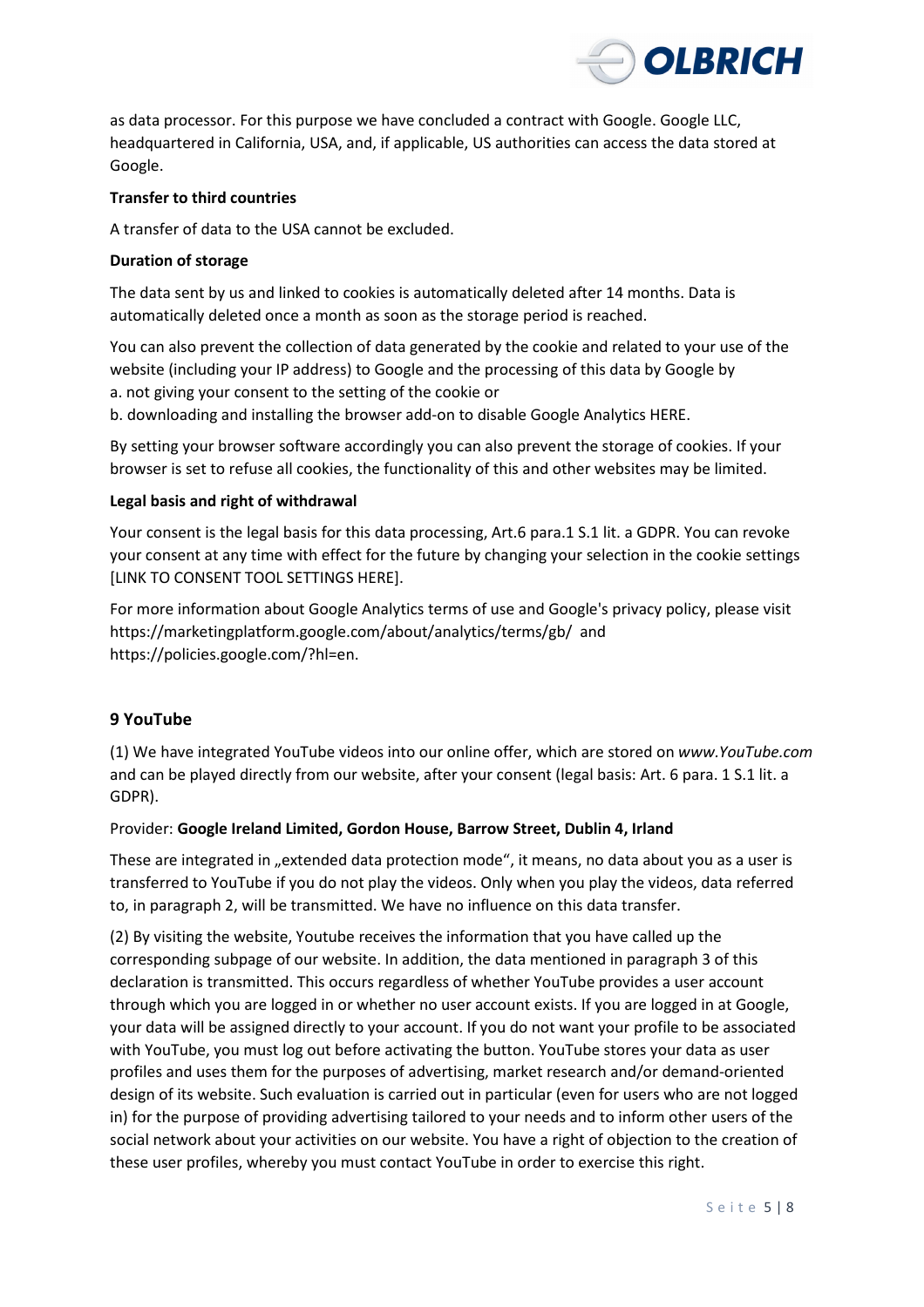as data processor. For this purpose we have concluded a contract with Google. Google LLC, headquartered in California, USA, and, if applicable, US authorities can access the data stored at Google.

**Transfer to third countries**

A transfer of data to the USA cannot be excluded.

**Duration of storage**

The data sent by us and linked to cookies is automatically deleted after 14 months. Data is automatically deleted once a month as soon as the storage period is reached.

You can also prevent the collection of data generated by the cookie and related to your use of the website (including your IP address) to Google and the processing of this data by Google by
a. not giving your consent to the setting of the cookie or
b. downloading and installing the browser add-on to disable Google Analytics HERE.

By setting your browser software accordingly you can also prevent the storage of cookies. If your browser is set to refuse all cookies, the functionality of this and other websites may be limited.

**Legal basis and right of withdrawal**

Your consent is the legal basis for this data processing, Art.6 para.1 S.1 lit. a GDPR. You can revoke your consent at any time with effect for the future by changing your selection in the cookie settings [LINK TO CONSENT TOOL SETTINGS HERE].

For more information about Google Analytics terms of use and Google's privacy policy, please visit https://marketingplatform.google.com/about/analytics/terms/gb/ and https://policies.google.com/?hl=en.

## 9 YouTube

(1) We have integrated YouTube videos into our online offer, which are stored on *www.YouTube.com* and can be played directly from our website, after your consent (legal basis: Art. 6 para. 1 S.1 lit. a GDPR).

Provider: **Google Ireland Limited, Gordon House, Barrow Street, Dublin 4, Irland**

These are integrated in „extended data protection mode“, it means, no data about you as a user is transferred to YouTube if you do not play the videos. Only when you play the videos, data referred to, in paragraph 2, will be transmitted. We have no influence on this data transfer.

(2) By visiting the website, Youtube receives the information that you have called up the corresponding subpage of our website. In addition, the data mentioned in paragraph 3 of this declaration is transmitted. This occurs regardless of whether YouTube provides a user account through which you are logged in or whether no user account exists. If you are logged in at Google, your data will be assigned directly to your account. If you do not want your profile to be associated with YouTube, you must log out before activating the button. YouTube stores your data as user profiles and uses them for the purposes of advertising, market research and/or demand-oriented design of its website. Such evaluation is carried out in particular (even for users who are not logged in) for the purpose of providing advertising tailored to your needs and to inform other users of the social network about your activities on our website. You have a right of objection to the creation of these user profiles, whereby you must contact YouTube in order to exercise this right.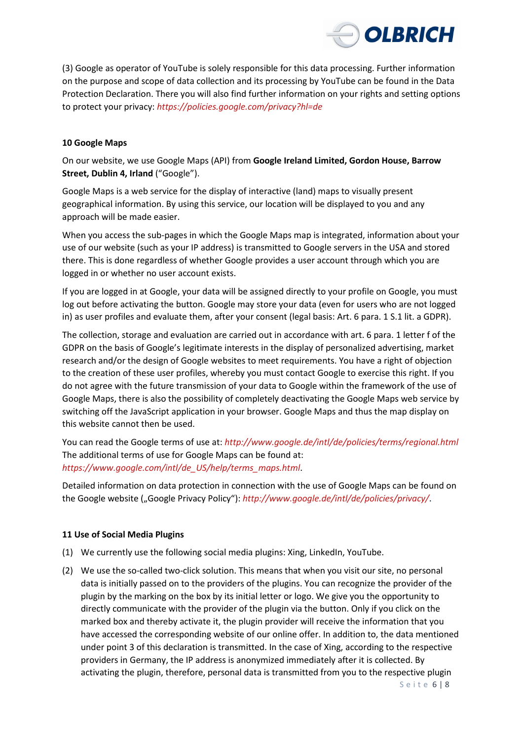(3) Google as operator of YouTube is solely responsible for this data processing. Further information on the purpose and scope of data collection and its processing by YouTube can be found in the Data Protection Declaration. There you will also find further information on your rights and setting options to protect your privacy: *https://policies.google.com/privacy?hl=de*

**10 Google Maps**

On our website, we use Google Maps (API) from **Google Ireland Limited, Gordon House, Barrow Street, Dublin 4, Irland** ("Google").

Google Maps is a web service for the display of interactive (land) maps to visually present geographical information. By using this service, our location will be displayed to you and any approach will be made easier.

When you access the sub-pages in which the Google Maps map is integrated, information about your use of our website (such as your IP address) is transmitted to Google servers in the USA and stored there. This is done regardless of whether Google provides a user account through which you are logged in or whether no user account exists.

If you are logged in at Google, your data will be assigned directly to your profile on Google, you must log out before activating the button. Google may store your data (even for users who are not logged in) as user profiles and evaluate them, after your consent (legal basis: Art. 6 para. 1 S.1 lit. a GDPR).

The collection, storage and evaluation are carried out in accordance with art. 6 para. 1 letter f of the GDPR on the basis of Google's legitimate interests in the display of personalized advertising, market research and/or the design of Google websites to meet requirements. You have a right of objection to the creation of these user profiles, whereby you must contact Google to exercise this right. If you do not agree with the future transmission of your data to Google within the framework of the use of Google Maps, there is also the possibility of completely deactivating the Google Maps web service by switching off the JavaScript application in your browser. Google Maps and thus the map display on this website cannot then be used.

You can read the Google terms of use at: *http://www.google.de/intl/de/policies/terms/regional.html* The additional terms of use for Google Maps can be found at: *https://www.google.com/intl/de_US/help/terms_maps.html*.

Detailed information on data protection in connection with the use of Google Maps can be found on the Google website („Google Privacy Policy"): *http://www.google.de/intl/de/policies/privacy/*.

**11 Use of Social Media Plugins**

(1) We currently use the following social media plugins: Xing, LinkedIn, YouTube.

(2) We use the so-called two-click solution. This means that when you visit our site, no personal data is initially passed on to the providers of the plugins. You can recognize the provider of the plugin by the marking on the box by its initial letter or logo. We give you the opportunity to directly communicate with the provider of the plugin via the button. Only if you click on the marked box and thereby activate it, the plugin provider will receive the information that you have accessed the corresponding website of our online offer. In addition to, the data mentioned under point 3 of this declaration is transmitted. In the case of Xing, according to the respective providers in Germany, the IP address is anonymized immediately after it is collected. By activating the plugin, therefore, personal data is transmitted from you to the respective plugin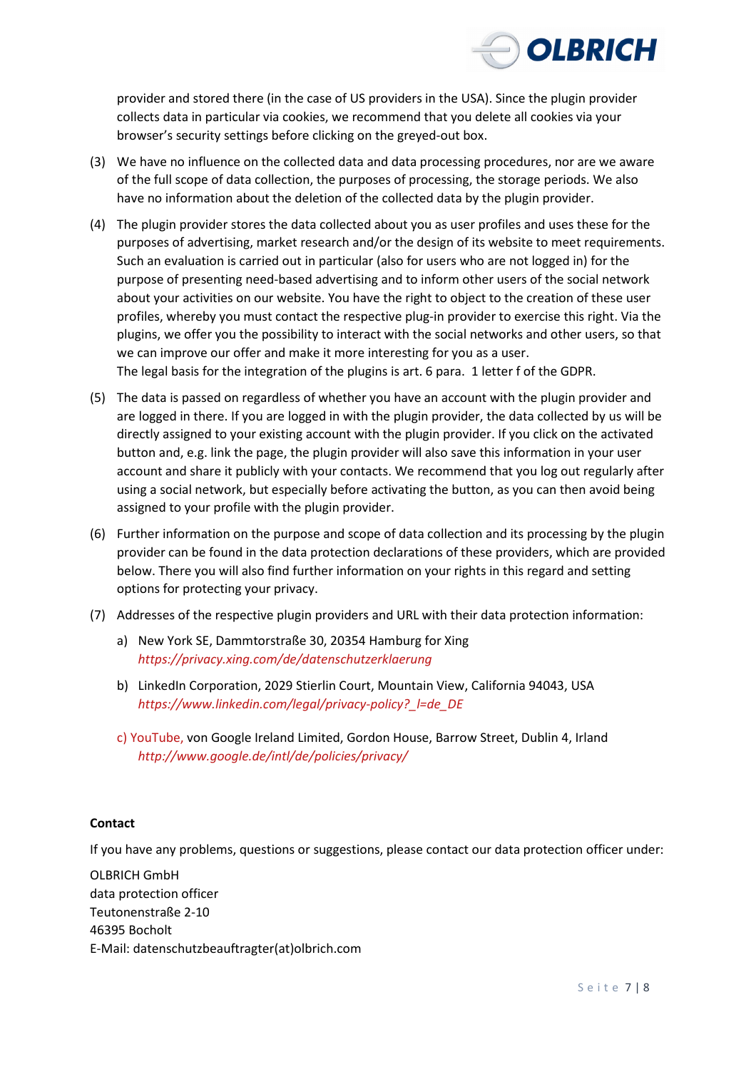provider and stored there (in the case of US providers in the USA). Since the plugin provider collects data in particular via cookies, we recommend that you delete all cookies via your browser's security settings before clicking on the greyed-out box.

(3) We have no influence on the collected data and data processing procedures, nor are we aware of the full scope of data collection, the purposes of processing, the storage periods. We also have no information about the deletion of the collected data by the plugin provider.

(4) The plugin provider stores the data collected about you as user profiles and uses these for the purposes of advertising, market research and/or the design of its website to meet requirements. Such an evaluation is carried out in particular (also for users who are not logged in) for the purpose of presenting need-based advertising and to inform other users of the social network about your activities on our website. You have the right to object to the creation of these user profiles, whereby you must contact the respective plug-in provider to exercise this right. Via the plugins, we offer you the possibility to interact with the social networks and other users, so that we can improve our offer and make it more interesting for you as a user.
The legal basis for the integration of the plugins is art. 6 para. 1 letter f of the GDPR.

(5) The data is passed on regardless of whether you have an account with the plugin provider and are logged in there. If you are logged in with the plugin provider, the data collected by us will be directly assigned to your existing account with the plugin provider. If you click on the activated button and, e.g. link the page, the plugin provider will also save this information in your user account and share it publicly with your contacts. We recommend that you log out regularly after using a social network, but especially before activating the button, as you can then avoid being assigned to your profile with the plugin provider.

(6) Further information on the purpose and scope of data collection and its processing by the plugin provider can be found in the data protection declarations of these providers, which are provided below. There you will also find further information on your rights in this regard and setting options for protecting your privacy.

(7) Addresses of the respective plugin providers and URL with their data protection information:

a) New York SE, Dammtorstraße 30, 20354 Hamburg for Xing
*https://privacy.xing.com/de/datenschutzerklaerung*

b) LinkedIn Corporation, 2029 Stierlin Court, Mountain View, California 94043, USA
*https://www.linkedin.com/legal/privacy-policy?_l=de_DE*

c) YouTube, von Google Ireland Limited, Gordon House, Barrow Street, Dublin 4, Irland
*http://www.google.de/intl/de/policies/privacy/*

**Contact**

If you have any problems, questions or suggestions, please contact our data protection officer under:

OLBRICH GmbH
data protection officer
Teutonenstraße 2-10
46395 Bocholt
E-Mail: datenschutzbeauftragter(at)olbrich.com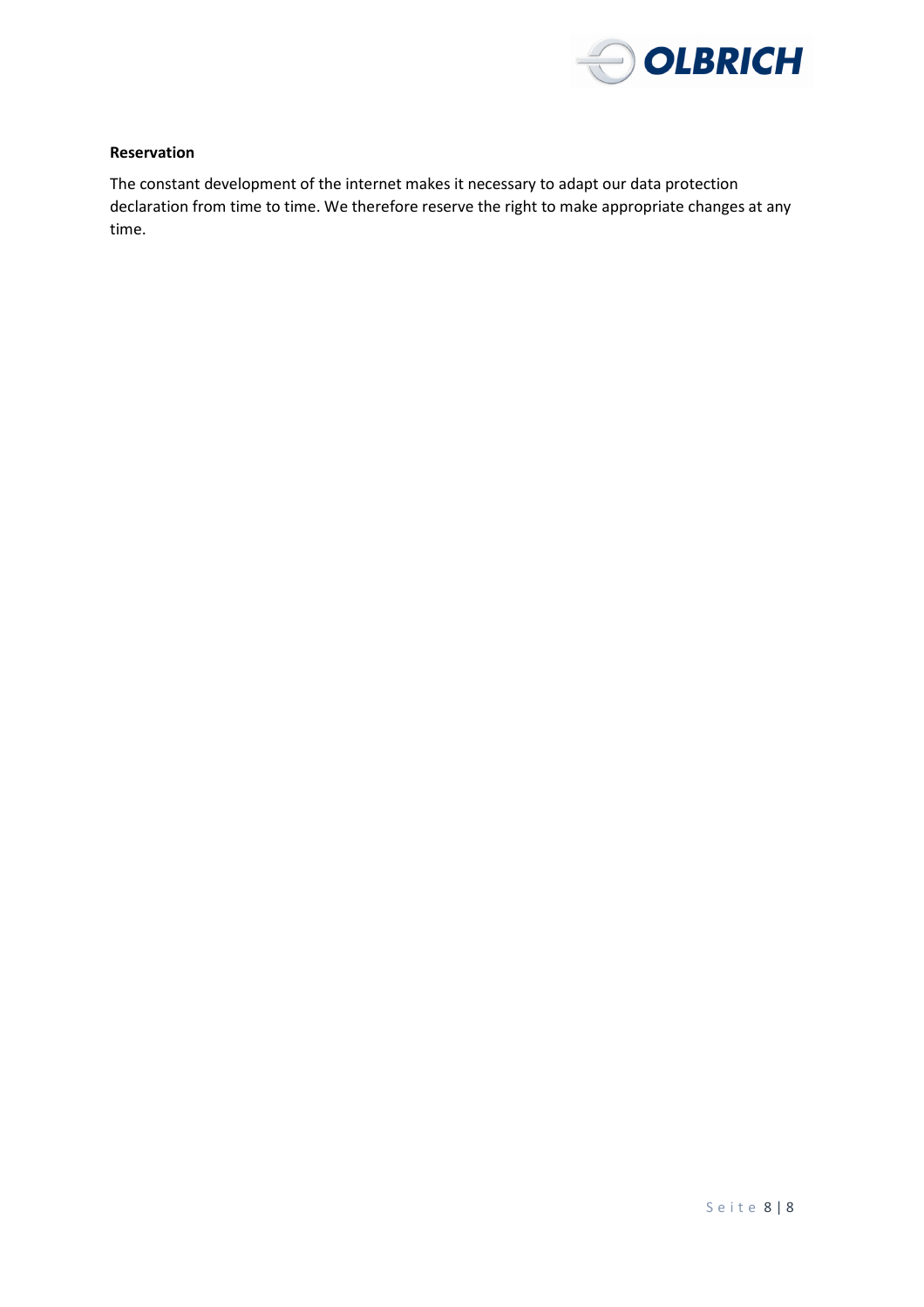**Reservation**

The constant development of the internet makes it necessary to adapt our data protection declaration from time to time. We therefore reserve the right to make appropriate changes at any time.